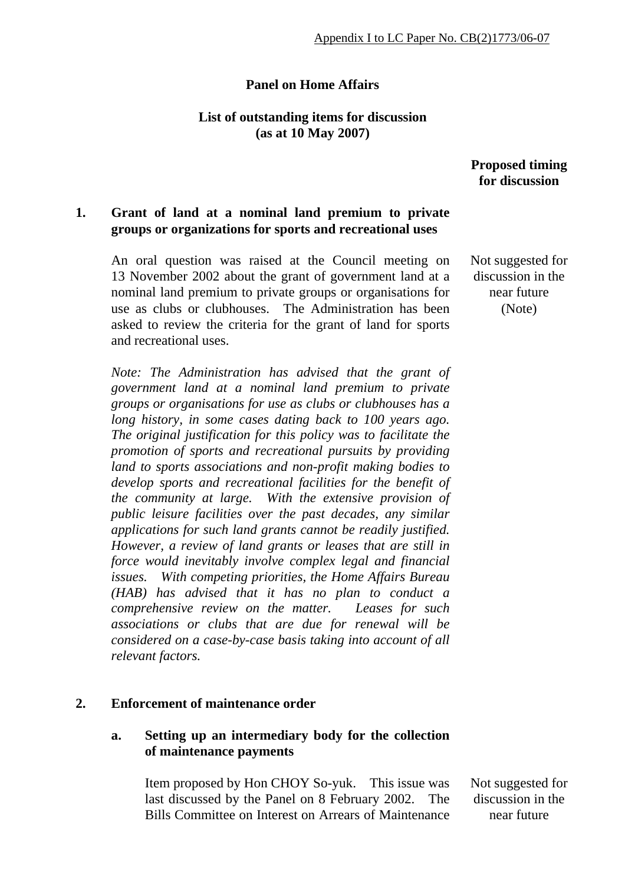Appendix I to LC Paper No. CB(2)1773/06-07

**Panel on Home Affairs**

**List of outstanding items for discussion**
**(as at 10 May 2007)**

**Proposed timing for discussion**

**1. Grant of land at a nominal land premium to private groups or organizations for sports and recreational uses**

An oral question was raised at the Council meeting on 13 November 2002 about the grant of government land at a nominal land premium to private groups or organisations for use as clubs or clubhouses. The Administration has been asked to review the criteria for the grant of land for sports and recreational uses.

Not suggested for discussion in the near future (Note)

*Note: The Administration has advised that the grant of government land at a nominal land premium to private groups or organisations for use as clubs or clubhouses has a long history, in some cases dating back to 100 years ago. The original justification for this policy was to facilitate the promotion of sports and recreational pursuits by providing land to sports associations and non-profit making bodies to develop sports and recreational facilities for the benefit of the community at large. With the extensive provision of public leisure facilities over the past decades, any similar applications for such land grants cannot be readily justified. However, a review of land grants or leases that are still in force would inevitably involve complex legal and financial issues. With competing priorities, the Home Affairs Bureau (HAB) has advised that it has no plan to conduct a comprehensive review on the matter. Leases for such associations or clubs that are due for renewal will be considered on a case-by-case basis taking into account of all relevant factors.*

**2. Enforcement of maintenance order**

**a. Setting up an intermediary body for the collection of maintenance payments**

Item proposed by Hon CHOY So-yuk. This issue was last discussed by the Panel on 8 February 2002. The Bills Committee on Interest on Arrears of Maintenance

Not suggested for discussion in the near future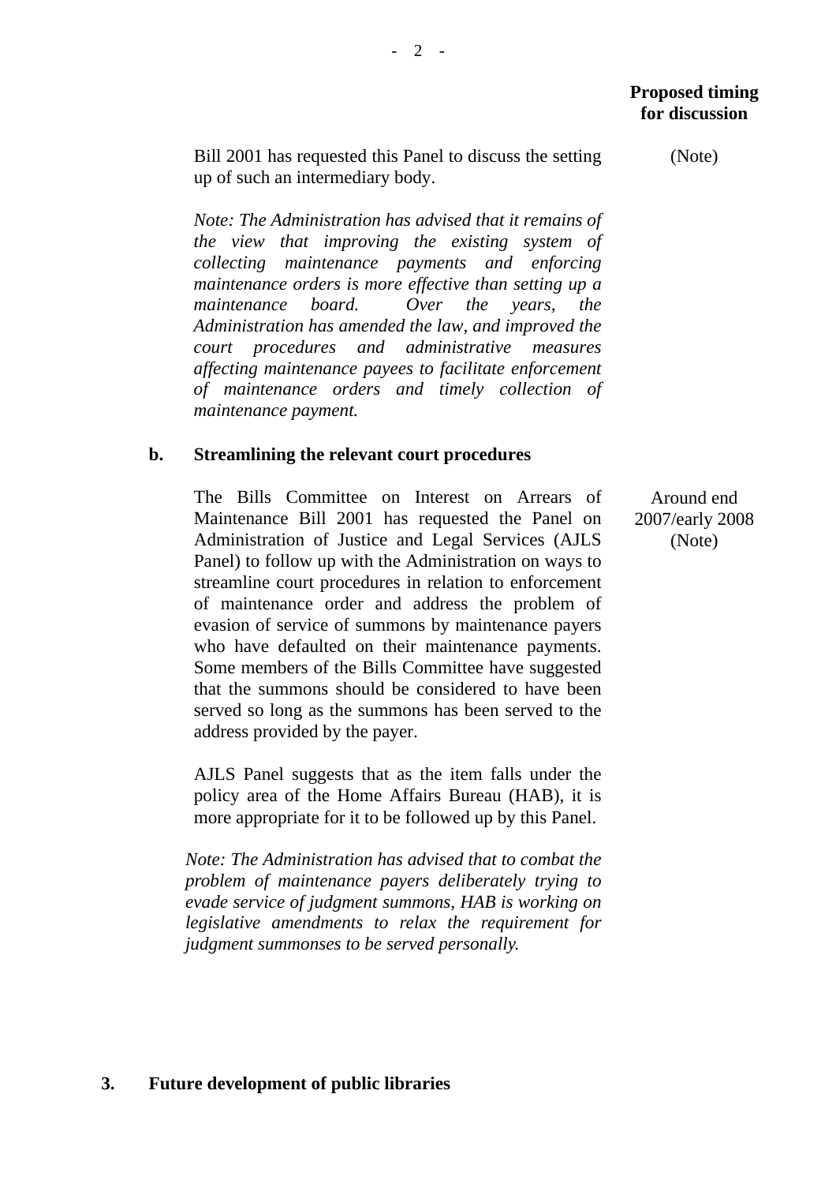**Proposed timing for discussion**

Bill 2001 has requested this Panel to discuss the setting up of such an intermediary body. (Note)

*Note: The Administration has advised that it remains of the view that improving the existing system of collecting maintenance payments and enforcing maintenance orders is more effective than setting up a maintenance board. Over the years, the Administration has amended the law, and improved the court procedures and administrative measures affecting maintenance payees to facilitate enforcement of maintenance orders and timely collection of maintenance payment.*

**b. Streamlining the relevant court procedures**

The Bills Committee on Interest on Arrears of Maintenance Bill 2001 has requested the Panel on Administration of Justice and Legal Services (AJLS Panel) to follow up with the Administration on ways to streamline court procedures in relation to enforcement of maintenance order and address the problem of evasion of service of summons by maintenance payers who have defaulted on their maintenance payments. Some members of the Bills Committee have suggested that the summons should be considered to have been served so long as the summons has been served to the address provided by the payer. Around end 2007/early 2008 (Note)

AJLS Panel suggests that as the item falls under the policy area of the Home Affairs Bureau (HAB), it is more appropriate for it to be followed up by this Panel.

*Note: The Administration has advised that to combat the problem of maintenance payers deliberately trying to evade service of judgment summons, HAB is working on legislative amendments to relax the requirement for judgment summonses to be served personally.*

**3. Future development of public libraries**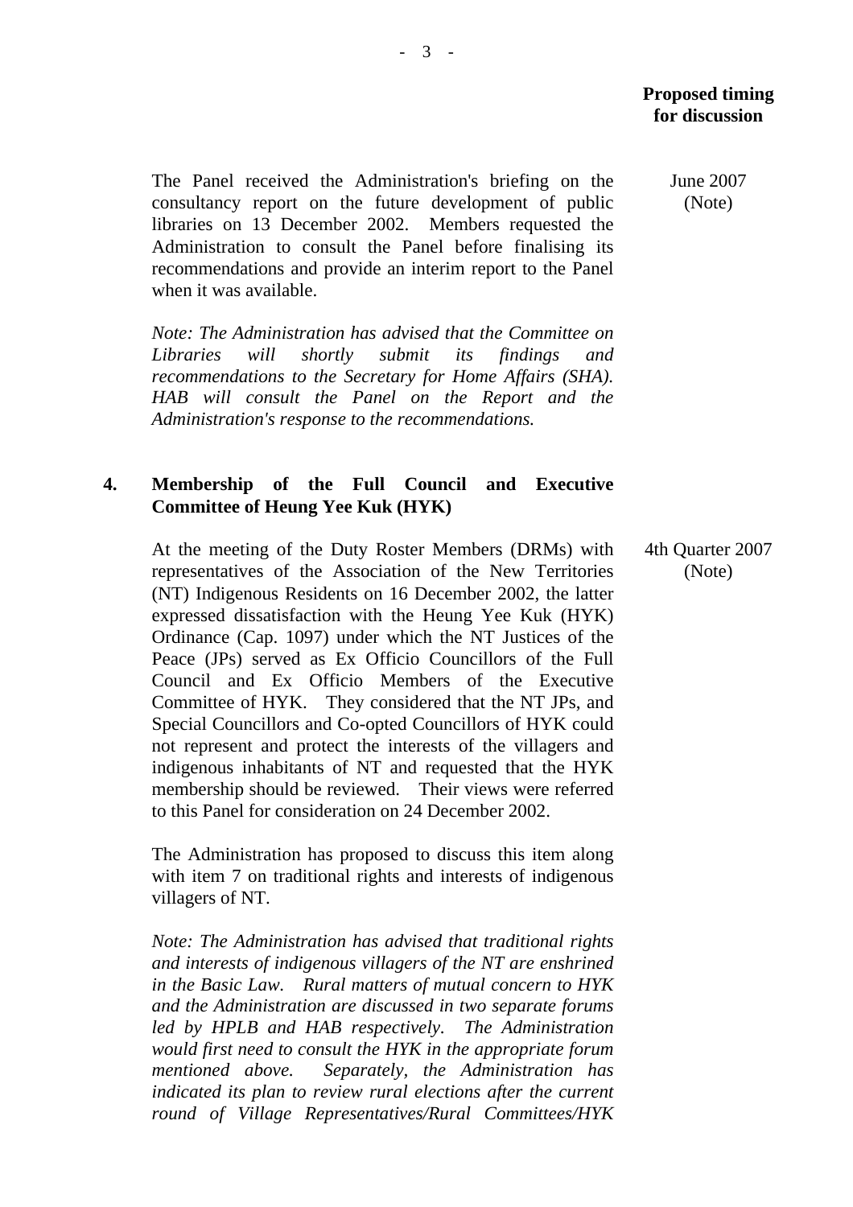**Proposed timing for discussion**

The Panel received the Administration's briefing on the consultancy report on the future development of public libraries on 13 December 2002. Members requested the Administration to consult the Panel before finalising its recommendations and provide an interim report to the Panel when it was available.

June 2007 (Note)

*Note: The Administration has advised that the Committee on Libraries will shortly submit its findings and recommendations to the Secretary for Home Affairs (SHA). HAB will consult the Panel on the Report and the Administration's response to the recommendations.*

## 4. Membership of the Full Council and Executive Committee of Heung Yee Kuk (HYK)

At the meeting of the Duty Roster Members (DRMs) with representatives of the Association of the New Territories (NT) Indigenous Residents on 16 December 2002, the latter expressed dissatisfaction with the Heung Yee Kuk (HYK) Ordinance (Cap. 1097) under which the NT Justices of the Peace (JPs) served as Ex Officio Councillors of the Full Council and Ex Officio Members of the Executive Committee of HYK. They considered that the NT JPs, and Special Councillors and Co-opted Councillors of HYK could not represent and protect the interests of the villagers and indigenous inhabitants of NT and requested that the HYK membership should be reviewed. Their views were referred to this Panel for consideration on 24 December 2002.

4th Quarter 2007 (Note)

The Administration has proposed to discuss this item along with item 7 on traditional rights and interests of indigenous villagers of NT.

*Note: The Administration has advised that traditional rights and interests of indigenous villagers of the NT are enshrined in the Basic Law. Rural matters of mutual concern to HYK and the Administration are discussed in two separate forums led by HPLB and HAB respectively. The Administration would first need to consult the HYK in the appropriate forum mentioned above. Separately, the Administration has indicated its plan to review rural elections after the current round of Village Representatives/Rural Committees/HYK*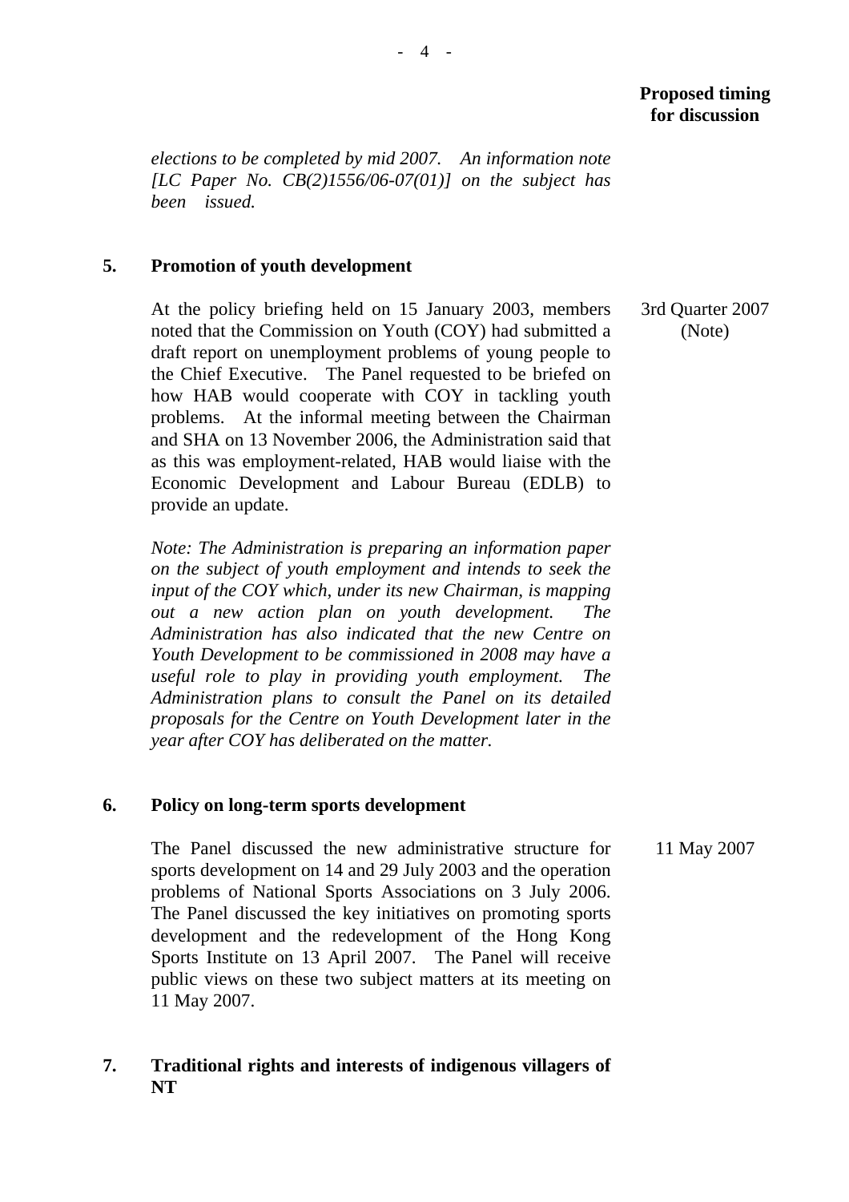**Proposed timing for discussion**

*elections to be completed by mid 2007. An information note [LC Paper No. CB(2)1556/06-07(01)] on the subject has been issued.*

**5. Promotion of youth development**

At the policy briefing held on 15 January 2003, members noted that the Commission on Youth (COY) had submitted a draft report on unemployment problems of young people to the Chief Executive. The Panel requested to be briefed on how HAB would cooperate with COY in tackling youth problems. At the informal meeting between the Chairman and SHA on 13 November 2006, the Administration said that as this was employment-related, HAB would liaise with the Economic Development and Labour Bureau (EDLB) to provide an update.

3rd Quarter 2007 (Note)

*Note: The Administration is preparing an information paper on the subject of youth employment and intends to seek the input of the COY which, under its new Chairman, is mapping out a new action plan on youth development. The Administration has also indicated that the new Centre on Youth Development to be commissioned in 2008 may have a useful role to play in providing youth employment. The Administration plans to consult the Panel on its detailed proposals for the Centre on Youth Development later in the year after COY has deliberated on the matter.*

**6. Policy on long-term sports development**

The Panel discussed the new administrative structure for sports development on 14 and 29 July 2003 and the operation problems of National Sports Associations on 3 July 2006. The Panel discussed the key initiatives on promoting sports development and the redevelopment of the Hong Kong Sports Institute on 13 April 2007. The Panel will receive public views on these two subject matters at its meeting on 11 May 2007.

11 May 2007

**7. Traditional rights and interests of indigenous villagers of NT**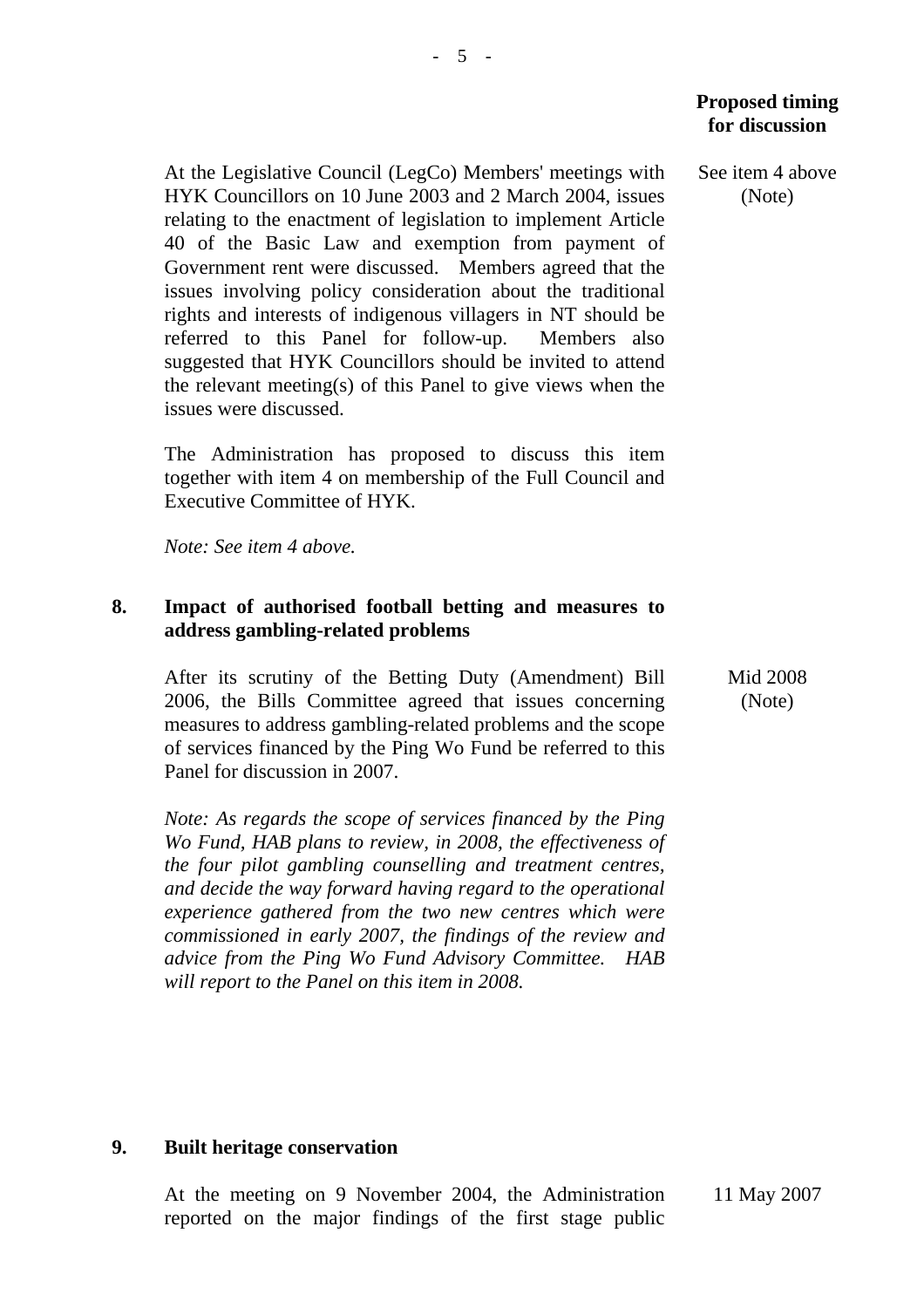| | | Proposed timing for discussion |
|---|---|---|
| | At the Legislative Council (LegCo) Members' meetings with HYK Councillors on 10 June 2003 and 2 March 2004, issues relating to the enactment of legislation to implement Article 40 of the Basic Law and exemption from payment of Government rent were discussed. Members agreed that the issues involving policy consideration about the traditional rights and interests of indigenous villagers in NT should be referred to this Panel for follow-up. Members also suggested that HYK Councillors should be invited to attend the relevant meeting(s) of this Panel to give views when the issues were discussed.<br><br>The Administration has proposed to discuss this item together with item 4 on membership of the Full Council and Executive Committee of HYK.<br><br>*Note: See item 4 above.* | See item 4 above (Note) |
| **8.** | **Impact of authorised football betting and measures to address gambling-related problems** | |
| | After its scrutiny of the Betting Duty (Amendment) Bill 2006, the Bills Committee agreed that issues concerning measures to address gambling-related problems and the scope of services financed by the Ping Wo Fund be referred to this Panel for discussion in 2007.<br><br>*Note: As regards the scope of services financed by the Ping Wo Fund, HAB plans to review, in 2008, the effectiveness of the four pilot gambling counselling and treatment centres, and decide the way forward having regard to the operational experience gathered from the two new centres which were commissioned in early 2007, the findings of the review and advice from the Ping Wo Fund Advisory Committee. HAB will report to the Panel on this item in 2008.* | Mid 2008 (Note) |
| **9.** | **Built heritage conservation** | |
| | At the meeting on 9 November 2004, the Administration reported on the major findings of the first stage public | 11 May 2007 |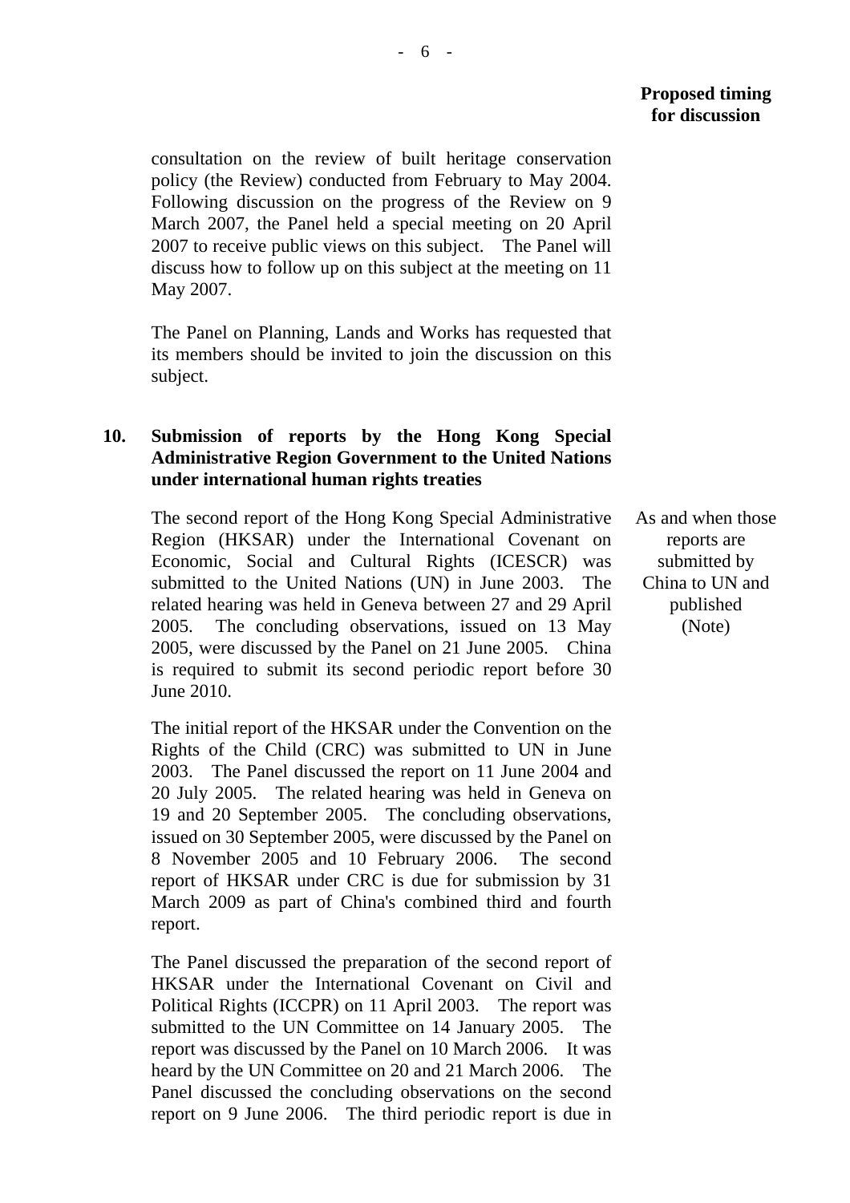**Proposed timing for discussion**

consultation on the review of built heritage conservation policy (the Review) conducted from February to May 2004. Following discussion on the progress of the Review on 9 March 2007, the Panel held a special meeting on 20 April 2007 to receive public views on this subject. The Panel will discuss how to follow up on this subject at the meeting on 11 May 2007.

The Panel on Planning, Lands and Works has requested that its members should be invited to join the discussion on this subject.

**10. Submission of reports by the Hong Kong Special Administrative Region Government to the United Nations under international human rights treaties**

*Proposed timing for discussion:* As and when those reports are submitted by China to UN and published (Note)

The second report of the Hong Kong Special Administrative Region (HKSAR) under the International Covenant on Economic, Social and Cultural Rights (ICESCR) was submitted to the United Nations (UN) in June 2003. The related hearing was held in Geneva between 27 and 29 April 2005. The concluding observations, issued on 13 May 2005, were discussed by the Panel on 21 June 2005. China is required to submit its second periodic report before 30 June 2010.

The initial report of the HKSAR under the Convention on the Rights of the Child (CRC) was submitted to UN in June 2003. The Panel discussed the report on 11 June 2004 and 20 July 2005. The related hearing was held in Geneva on 19 and 20 September 2005. The concluding observations, issued on 30 September 2005, were discussed by the Panel on 8 November 2005 and 10 February 2006. The second report of HKSAR under CRC is due for submission by 31 March 2009 as part of China's combined third and fourth report.

The Panel discussed the preparation of the second report of HKSAR under the International Covenant on Civil and Political Rights (ICCPR) on 11 April 2003. The report was submitted to the UN Committee on 14 January 2005. The report was discussed by the Panel on 10 March 2006. It was heard by the UN Committee on 20 and 21 March 2006. The Panel discussed the concluding observations on the second report on 9 June 2006. The third periodic report is due in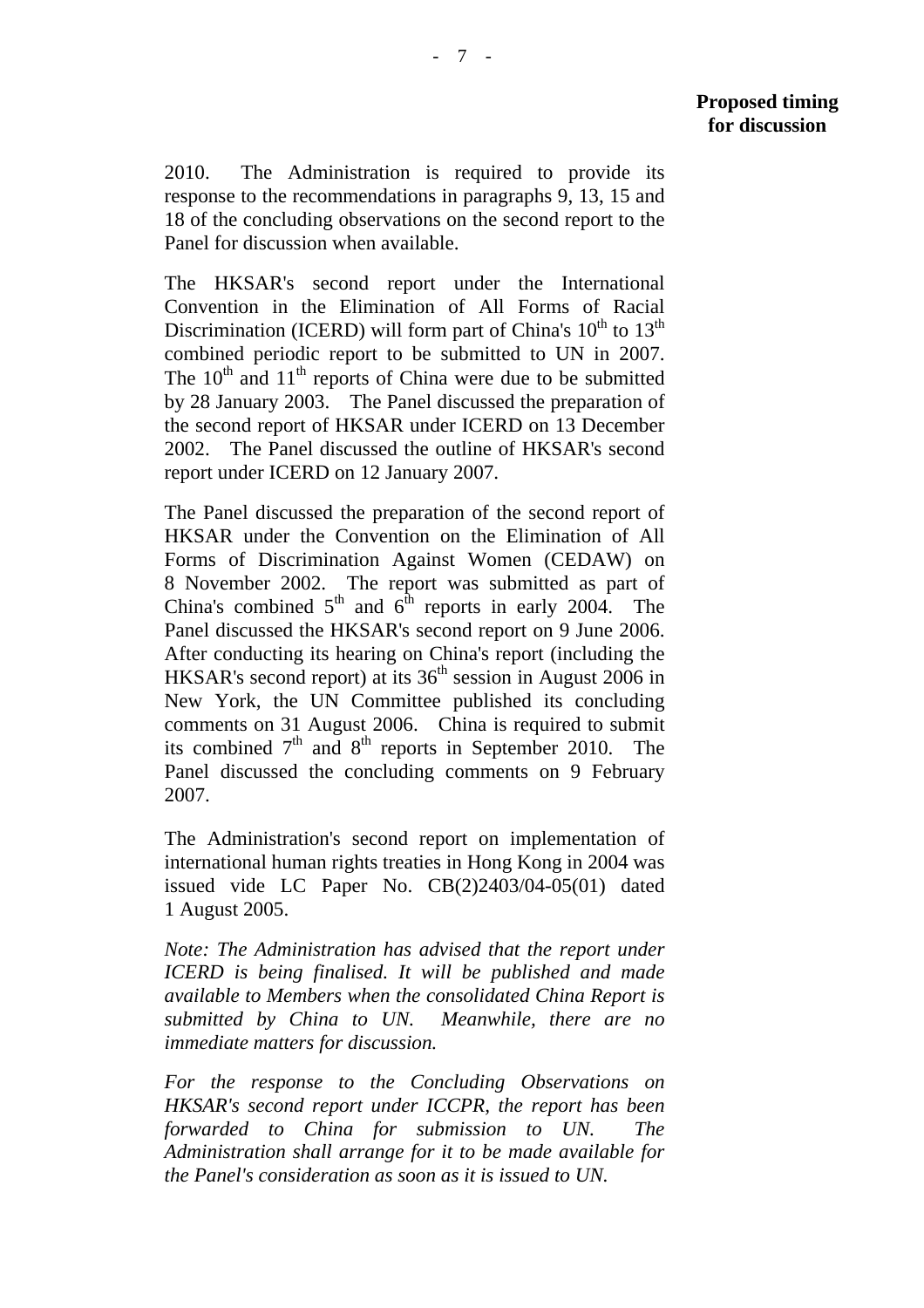**Proposed timing for discussion**

2010. The Administration is required to provide its response to the recommendations in paragraphs 9, 13, 15 and 18 of the concluding observations on the second report to the Panel for discussion when available.

The HKSAR's second report under the International Convention in the Elimination of All Forms of Racial Discrimination (ICERD) will form part of China's $10^{th}$ to $13^{th}$ combined periodic report to be submitted to UN in 2007. The $10^{th}$ and $11^{th}$ reports of China were due to be submitted by 28 January 2003. The Panel discussed the preparation of the second report of HKSAR under ICERD on 13 December 2002. The Panel discussed the outline of HKSAR's second report under ICERD on 12 January 2007.

The Panel discussed the preparation of the second report of HKSAR under the Convention on the Elimination of All Forms of Discrimination Against Women (CEDAW) on 8 November 2002. The report was submitted as part of China's combined $5^{th}$ and $6^{th}$ reports in early 2004. The Panel discussed the HKSAR's second report on 9 June 2006. After conducting its hearing on China's report (including the HKSAR's second report) at its $36^{th}$ session in August 2006 in New York, the UN Committee published its concluding comments on 31 August 2006. China is required to submit its combined $7^{th}$ and $8^{th}$ reports in September 2010. The Panel discussed the concluding comments on 9 February 2007.

The Administration's second report on implementation of international human rights treaties in Hong Kong in 2004 was issued vide LC Paper No. CB(2)2403/04-05(01) dated 1 August 2005.

*Note: The Administration has advised that the report under ICERD is being finalised. It will be published and made available to Members when the consolidated China Report is submitted by China to UN. Meanwhile, there are no immediate matters for discussion.*

*For the response to the Concluding Observations on HKSAR's second report under ICCPR, the report has been forwarded to China for submission to UN. The Administration shall arrange for it to be made available for the Panel's consideration as soon as it is issued to UN.*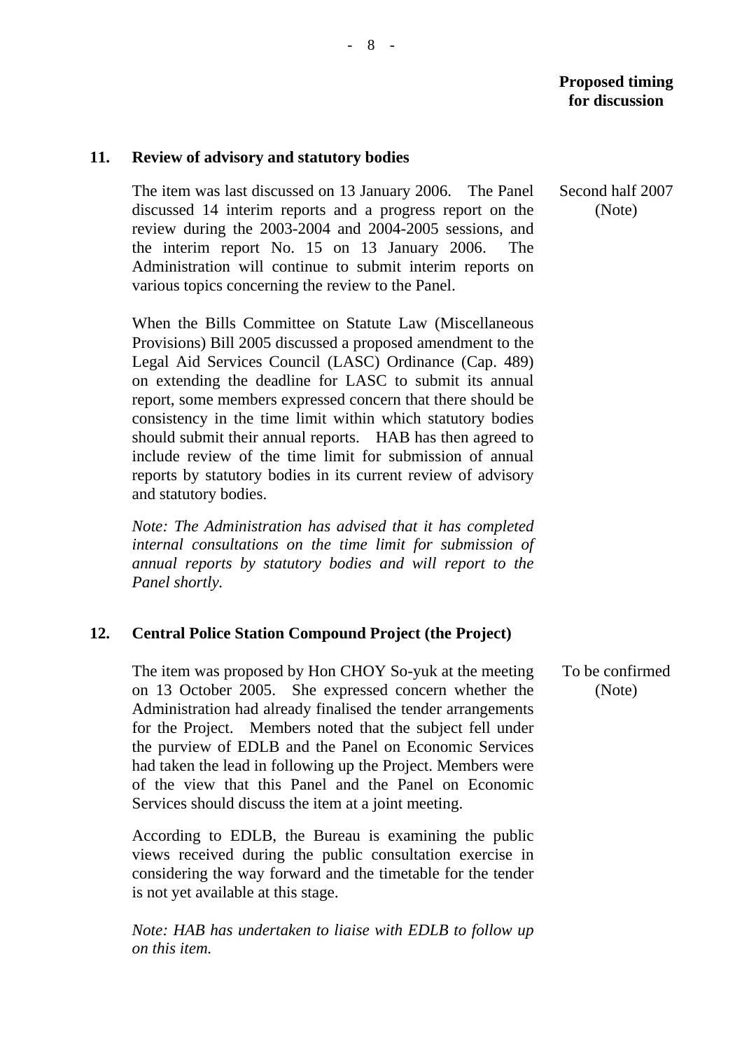**Proposed timing for discussion**

**11. Review of advisory and statutory bodies**

The item was last discussed on 13 January 2006. The Panel discussed 14 interim reports and a progress report on the review during the 2003-2004 and 2004-2005 sessions, and the interim report No. 15 on 13 January 2006. The Administration will continue to submit interim reports on various topics concerning the review to the Panel.

Second half 2007 (Note)

When the Bills Committee on Statute Law (Miscellaneous Provisions) Bill 2005 discussed a proposed amendment to the Legal Aid Services Council (LASC) Ordinance (Cap. 489) on extending the deadline for LASC to submit its annual report, some members expressed concern that there should be consistency in the time limit within which statutory bodies should submit their annual reports. HAB has then agreed to include review of the time limit for submission of annual reports by statutory bodies in its current review of advisory and statutory bodies.

*Note: The Administration has advised that it has completed internal consultations on the time limit for submission of annual reports by statutory bodies and will report to the Panel shortly.*

**12. Central Police Station Compound Project (the Project)**

The item was proposed by Hon CHOY So-yuk at the meeting on 13 October 2005. She expressed concern whether the Administration had already finalised the tender arrangements for the Project. Members noted that the subject fell under the purview of EDLB and the Panel on Economic Services had taken the lead in following up the Project. Members were of the view that this Panel and the Panel on Economic Services should discuss the item at a joint meeting.

To be confirmed (Note)

According to EDLB, the Bureau is examining the public views received during the public consultation exercise in considering the way forward and the timetable for the tender is not yet available at this stage.

*Note: HAB has undertaken to liaise with EDLB to follow up on this item.*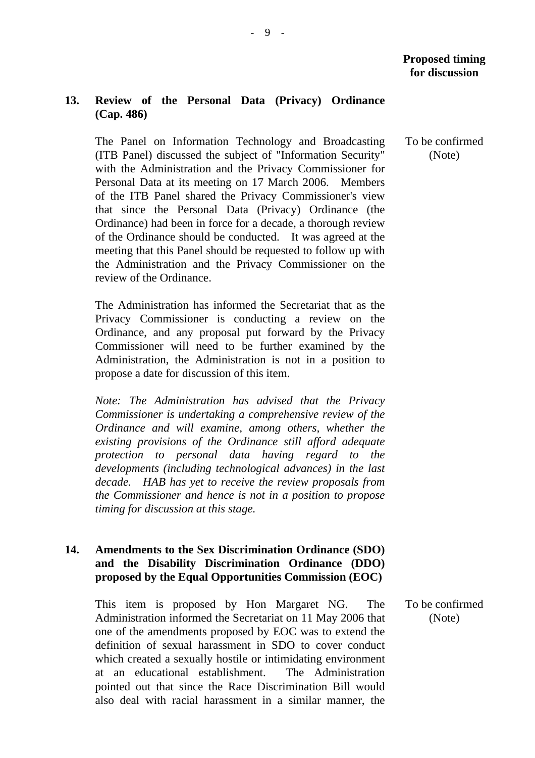**Proposed timing for discussion**

**13. Review of the Personal Data (Privacy) Ordinance (Cap. 486)**

The Panel on Information Technology and Broadcasting (ITB Panel) discussed the subject of "Information Security" with the Administration and the Privacy Commissioner for Personal Data at its meeting on 17 March 2006. Members of the ITB Panel shared the Privacy Commissioner's view that since the Personal Data (Privacy) Ordinance (the Ordinance) had been in force for a decade, a thorough review of the Ordinance should be conducted. It was agreed at the meeting that this Panel should be requested to follow up with the Administration and the Privacy Commissioner on the review of the Ordinance.

To be confirmed (Note)

The Administration has informed the Secretariat that as the Privacy Commissioner is conducting a review on the Ordinance, and any proposal put forward by the Privacy Commissioner will need to be further examined by the Administration, the Administration is not in a position to propose a date for discussion of this item.

*Note: The Administration has advised that the Privacy Commissioner is undertaking a comprehensive review of the Ordinance and will examine, among others, whether the existing provisions of the Ordinance still afford adequate protection to personal data having regard to the developments (including technological advances) in the last decade. HAB has yet to receive the review proposals from the Commissioner and hence is not in a position to propose timing for discussion at this stage.*

**14. Amendments to the Sex Discrimination Ordinance (SDO) and the Disability Discrimination Ordinance (DDO) proposed by the Equal Opportunities Commission (EOC)**

This item is proposed by Hon Margaret NG. The Administration informed the Secretariat on 11 May 2006 that one of the amendments proposed by EOC was to extend the definition of sexual harassment in SDO to cover conduct which created a sexually hostile or intimidating environment at an educational establishment. The Administration pointed out that since the Race Discrimination Bill would also deal with racial harassment in a similar manner, the

To be confirmed (Note)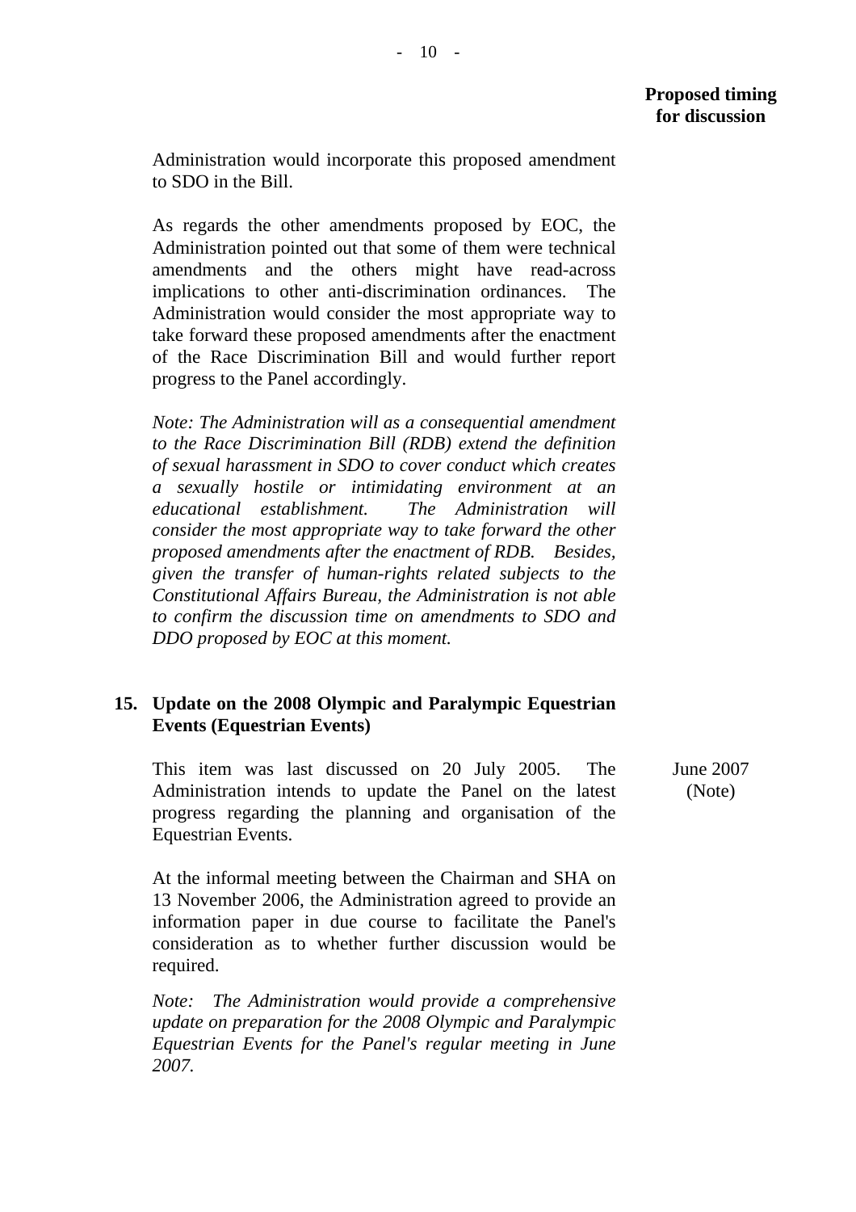**Proposed timing for discussion**

Administration would incorporate this proposed amendment to SDO in the Bill.

As regards the other amendments proposed by EOC, the Administration pointed out that some of them were technical amendments and the others might have read-across implications to other anti-discrimination ordinances. The Administration would consider the most appropriate way to take forward these proposed amendments after the enactment of the Race Discrimination Bill and would further report progress to the Panel accordingly.

*Note: The Administration will as a consequential amendment to the Race Discrimination Bill (RDB) extend the definition of sexual harassment in SDO to cover conduct which creates a sexually hostile or intimidating environment at an educational establishment. The Administration will consider the most appropriate way to take forward the other proposed amendments after the enactment of RDB. Besides, given the transfer of human-rights related subjects to the Constitutional Affairs Bureau, the Administration is not able to confirm the discussion time on amendments to SDO and DDO proposed by EOC at this moment.*

**15. Update on the 2008 Olympic and Paralympic Equestrian Events (Equestrian Events)**

This item was last discussed on 20 July 2005. The Administration intends to update the Panel on the latest progress regarding the planning and organisation of the Equestrian Events. — June 2007 (Note)

At the informal meeting between the Chairman and SHA on 13 November 2006, the Administration agreed to provide an information paper in due course to facilitate the Panel's consideration as to whether further discussion would be required.

*Note: The Administration would provide a comprehensive update on preparation for the 2008 Olympic and Paralympic Equestrian Events for the Panel's regular meeting in June 2007.*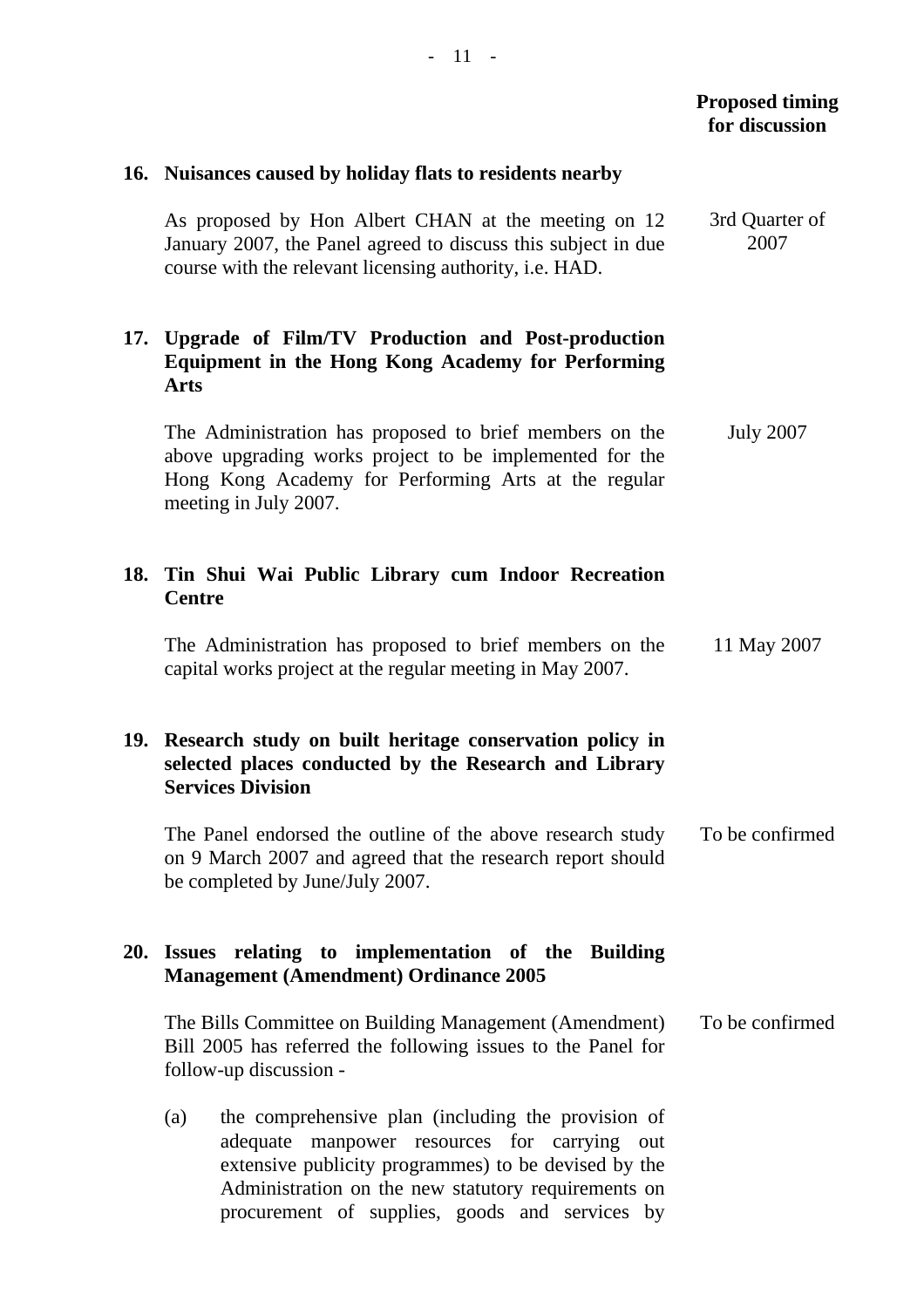**Proposed timing for discussion**

**16. Nuisances caused by holiday flats to residents nearby**

As proposed by Hon Albert CHAN at the meeting on 12 January 2007, the Panel agreed to discuss this subject in due course with the relevant licensing authority, i.e. HAD. — 3rd Quarter of 2007

**17. Upgrade of Film/TV Production and Post-production Equipment in the Hong Kong Academy for Performing Arts**

The Administration has proposed to brief members on the above upgrading works project to be implemented for the Hong Kong Academy for Performing Arts at the regular meeting in July 2007. — July 2007

**18. Tin Shui Wai Public Library cum Indoor Recreation Centre**

The Administration has proposed to brief members on the capital works project at the regular meeting in May 2007. — 11 May 2007

**19. Research study on built heritage conservation policy in selected places conducted by the Research and Library Services Division**

The Panel endorsed the outline of the above research study on 9 March 2007 and agreed that the research report should be completed by June/July 2007. — To be confirmed

**20. Issues relating to implementation of the Building Management (Amendment) Ordinance 2005**

The Bills Committee on Building Management (Amendment) Bill 2005 has referred the following issues to the Panel for follow-up discussion - — To be confirmed

(a) the comprehensive plan (including the provision of adequate manpower resources for carrying out extensive publicity programmes) to be devised by the Administration on the new statutory requirements on procurement of supplies, goods and services by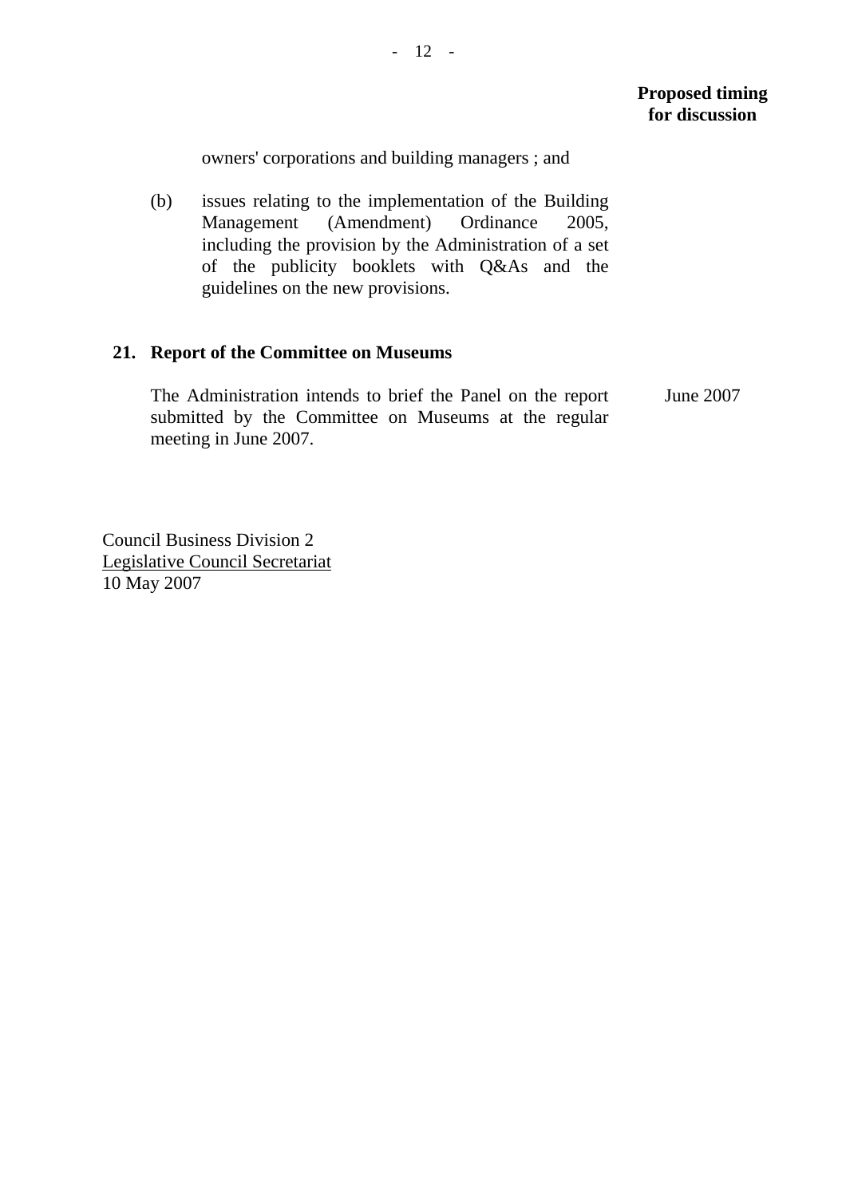**Proposed timing for discussion**

owners' corporations and building managers ; and

(b) issues relating to the implementation of the Building Management (Amendment) Ordinance 2005, including the provision by the Administration of a set of the publicity booklets with Q&As and the guidelines on the new provisions.

**21. Report of the Committee on Museums**

The Administration intends to brief the Panel on the report submitted by the Committee on Museums at the regular meeting in June 2007. — June 2007

Council Business Division 2
Legislative Council Secretariat
10 May 2007